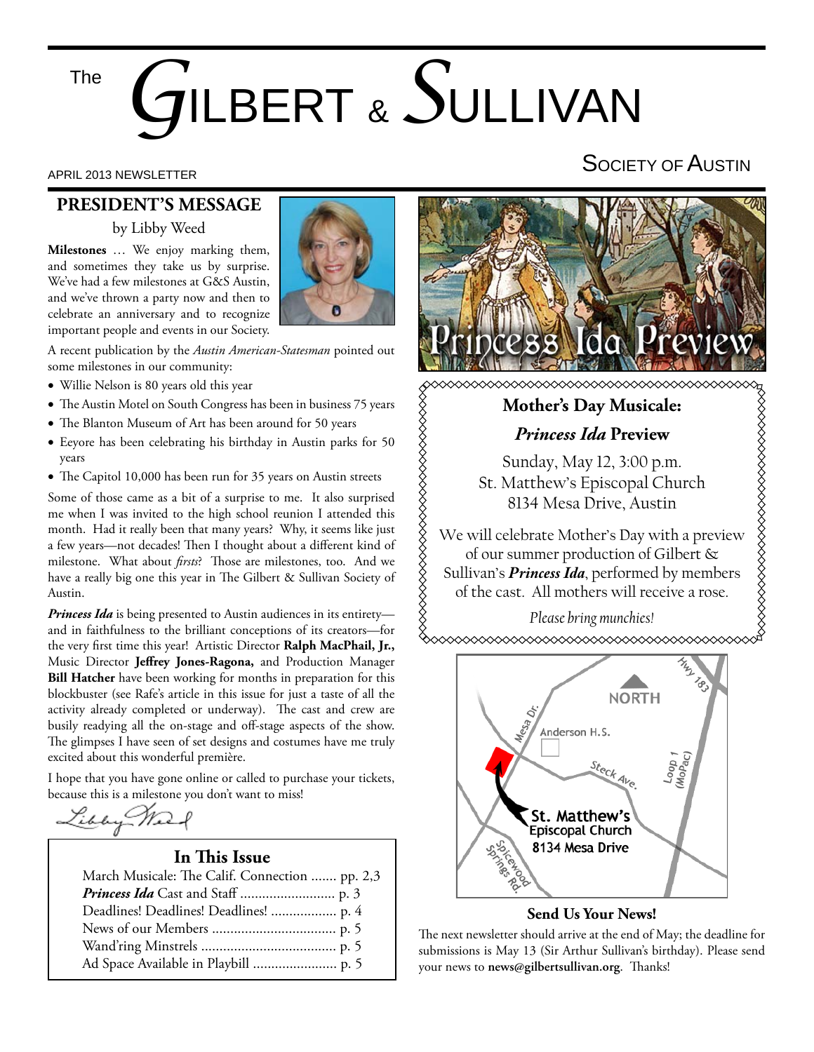# The GILBERT & SULLIVAN SOCIETY OF AUSTIN

APRIL 2013 NEWSLETTER

## PRESIDENT'S MESSAGE

by Libby Weed

**Milestones** … We enjoy marking them, and sometimes they take us by surprise. We've had a few milestones at G&S Austin, and we've thrown a party now and then to celebrate an anniversary and to recognize important people and events in our Society.

A recent publication by the *Austin American-Statesman* pointed out some milestones in our community:

- Willie Nelson is 80 years old this year
- The Austin Motel on South Congress has been in business 75 years
- The Blanton Museum of Art has been around for 50 years
- Eeyore has been celebrating his birthday in Austin parks for 50 years
- The Capitol 10,000 has been run for 35 years on Austin streets

Some of those came as a bit of a surprise to me. It also surprised me when I was invited to the high school reunion I attended this month. Had it really been that many years? Why, it seems like just a few years—not decades! Then I thought about a different kind of milestone. What about *firsts*? Those are milestones, too. And we have a really big one this year in The Gilbert & Sullivan Society of Austin.

***Princess Ida*** is being presented to Austin audiences in its entirety—and in faithfulness to the brilliant conceptions of its creators—for the very first time this year! Artistic Director **Ralph MacPhail, Jr.,** Music Director **Jeffrey Jones-Ragona,** and Production Manager **Bill Hatcher** have been working for months in preparation for this blockbuster (see Rafe's article in this issue for just a taste of all the activity already completed or underway). The cast and crew are busily readying all the on-stage and off-stage aspects of the show. The glimpses I have seen of set designs and costumes have me truly excited about this wonderful première.

I hope that you have gone online or called to purchase your tickets, because this is a milestone you don't want to miss!

Libby Weed

### In This Issue

- March Musicale: The Calif. Connection ....... pp. 2,3
- ***Princess Ida*** Cast and Staff .......................... p. 3
- Deadlines! Deadlines! Deadlines! .................. p. 4
- News of our Members .................................. p. 5
- Wand'ring Minstrels ..................................... p. 5
- Ad Space Available in Playbill ....................... p. 5

Princess Ida Preview

## Mother's Day Musicale: *Princess Ida* Preview

Sunday, May 12, 3:00 p.m.
St. Matthew's Episcopal Church
8134 Mesa Drive, Austin

We will celebrate Mother's Day with a preview of our summer production of Gilbert & Sullivan's ***Princess Ida***, performed by members of the cast. All mothers will receive a rose.

*Please bring munchies!*

NORTH · Hwy 183 · Mesa Dr. · Anderson H.S. · Steck Ave. · Loop 1 (MoPac) · Spicewood Springs Rd. · St. Matthew's Episcopal Church 8134 Mesa Drive

### Send Us Your News!

The next newsletter should arrive at the end of May; the deadline for submissions is May 13 (Sir Arthur Sullivan's birthday). Please send your news to **news@gilbertsullivan.org**. Thanks!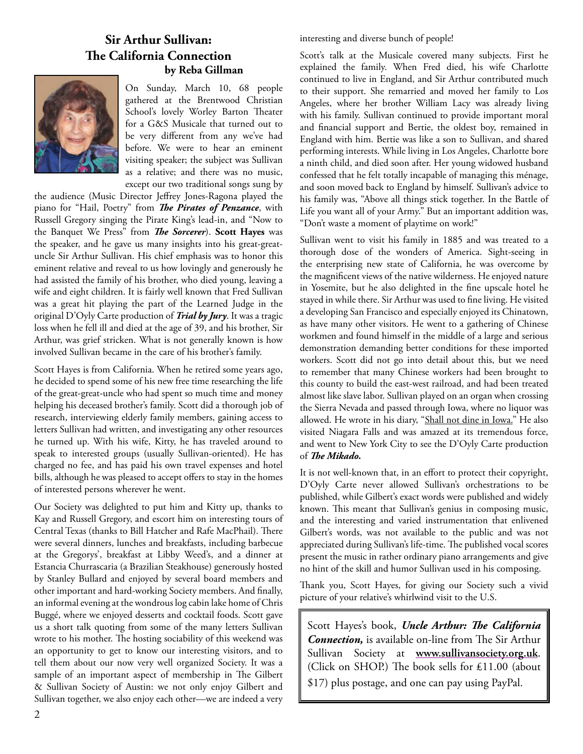## Sir Arthur Sullivan: The California Connection

**by Reba Gillman**

On Sunday, March 10, 68 people gathered at the Brentwood Christian School's lovely Worley Barton Theater for a G&S Musicale that turned out to be very different from any we've had before. We were to hear an eminent visiting speaker; the subject was Sullivan as a relative; and there was no music, except our two traditional songs sung by the audience (Music Director Jeffrey Jones-Ragona played the piano for "Hail, Poetry" from ***The Pirates of Penzance***, with Russell Gregory singing the Pirate King's lead-in, and "Now to the Banquet We Press" from ***The Sorcerer***). **Scott Hayes** was the speaker, and he gave us many insights into his great-great-uncle Sir Arthur Sullivan. His chief emphasis was to honor this eminent relative and reveal to us how lovingly and generously he had assisted the family of his brother, who died young, leaving a wife and eight children. It is fairly well known that Fred Sullivan was a great hit playing the part of the Learned Judge in the original D'Oyly Carte production of ***Trial by Jury***. It was a tragic loss when he fell ill and died at the age of 39, and his brother, Sir Arthur, was grief stricken. What is not generally known is how involved Sullivan became in the care of his brother's family.

Scott Hayes is from California. When he retired some years ago, he decided to spend some of his new free time researching the life of the great-great-uncle who had spent so much time and money helping his deceased brother's family. Scott did a thorough job of research, interviewing elderly family members, gaining access to letters Sullivan had written, and investigating any other resources he turned up. With his wife, Kitty, he has traveled around to speak to interested groups (usually Sullivan-oriented). He has charged no fee, and has paid his own travel expenses and hotel bills, although he was pleased to accept offers to stay in the homes of interested persons wherever he went.

Our Society was delighted to put him and Kitty up, thanks to Kay and Russell Gregory, and escort him on interesting tours of Central Texas (thanks to Bill Hatcher and Rafe MacPhail). There were several dinners, lunches and breakfasts, including barbecue at the Gregorys', breakfast at Libby Weed's, and a dinner at Estancia Churrascaria (a Brazilian Steakhouse) generously hosted by Stanley Bullard and enjoyed by several board members and other important and hard-working Society members. And finally, an informal evening at the wondrous log cabin lake home of Chris Buggé, where we enjoyed desserts and cocktail foods. Scott gave us a short talk quoting from some of the many letters Sullivan wrote to his mother. The hosting sociability of this weekend was an opportunity to get to know our interesting visitors, and to tell them about our now very well organized Society. It was a sample of an important aspect of membership in The Gilbert & Sullivan Society of Austin: we not only enjoy Gilbert and Sullivan together, we also enjoy each other—we are indeed a very interesting and diverse bunch of people!

Scott's talk at the Musicale covered many subjects. First he explained the family. When Fred died, his wife Charlotte continued to live in England, and Sir Arthur contributed much to their support. She remarried and moved her family to Los Angeles, where her brother William Lacy was already living with his family. Sullivan continued to provide important moral and financial support and Bertie, the oldest boy, remained in England with him. Bertie was like a son to Sullivan, and shared performing interests. While living in Los Angeles, Charlotte bore a ninth child, and died soon after. Her young widowed husband confessed that he felt totally incapable of managing this ménage, and soon moved back to England by himself. Sullivan's advice to his family was, "Above all things stick together. In the Battle of Life you want all of your Army." But an important addition was, "Don't waste a moment of playtime on work!"

Sullivan went to visit his family in 1885 and was treated to a thorough dose of the wonders of America. Sight-seeing in the enterprising new state of California, he was overcome by the magnificent views of the native wilderness. He enjoyed nature in Yosemite, but he also delighted in the fine upscale hotel he stayed in while there. Sir Arthur was used to fine living. He visited a developing San Francisco and especially enjoyed its Chinatown, as have many other visitors. He went to a gathering of Chinese workmen and found himself in the middle of a large and serious demonstration demanding better conditions for these imported workers. Scott did not go into detail about this, but we need to remember that many Chinese workers had been brought to this county to build the east-west railroad, and had been treated almost like slave labor. Sullivan played on an organ when crossing the Sierra Nevada and passed through Iowa, where no liquor was allowed. He wrote in his diary, "Shall not dine in Iowa." He also visited Niagara Falls and was amazed at its tremendous force, and went to New York City to see the D'Oyly Carte production of ***The Mikado.***

It is not well-known that, in an effort to protect their copyright, D'Oyly Carte never allowed Sullivan's orchestrations to be published, while Gilbert's exact words were published and widely known. This meant that Sullivan's genius in composing music, and the interesting and varied instrumentation that enlivened Gilbert's words, was not available to the public and was not appreciated during Sullivan's life-time. The published vocal scores present the music in rather ordinary piano arrangements and give no hint of the skill and humor Sullivan used in his composing.

Thank you, Scott Hayes, for giving our Society such a vivid picture of your relative's whirlwind visit to the U.S.

> Scott Hayes's book, ***Uncle Arthur: The California Connection,*** is available on-line from The Sir Arthur Sullivan Society at **www.sullivansociety.org.uk**. (Click on SHOP.) The book sells for £11.00 (about $17) plus postage, and one can pay using PayPal.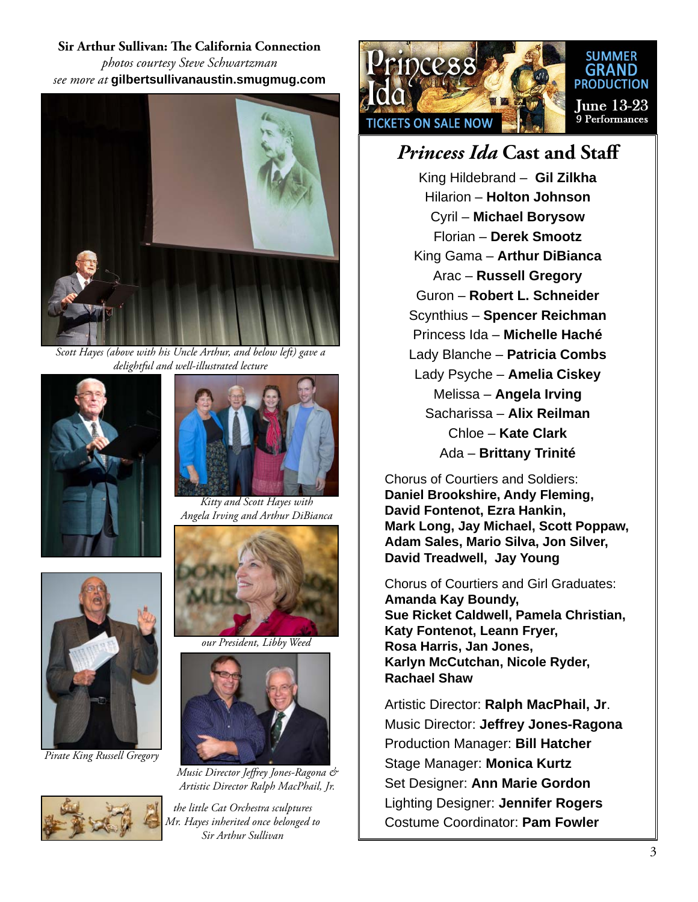**Sir Arthur Sullivan: The California Connection**

*photos courtesy Steve Schwartzman*

*see more at* **gilbertsullivanaustin.smugmug.com**

*Scott Hayes (above with his Uncle Arthur, and below left) gave a delightful and well-illustrated lecture*

*Kitty and Scott Hayes with Angela Irving and Arthur DiBianca*

*our President, Libby Weed*

*Pirate King Russell Gregory*

*Music Director Jeffrey Jones-Ragona & Artistic Director Ralph MacPhail, Jr.*

*the little Cat Orchestra sculptures Mr. Hayes inherited once belonged to Sir Arthur Sullivan*

Princess Ida

SUMMER GRAND PRODUCTION

June 13-23

9 Performances

TICKETS ON SALE NOW

## *Princess Ida* Cast and Staff

King Hildebrand – **Gil Zilkha**
Hilarion – **Holton Johnson**
Cyril – **Michael Borysow**
Florian – **Derek Smootz**
King Gama – **Arthur DiBianca**
Arac – **Russell Gregory**
Guron – **Robert L. Schneider**
Scynthius – **Spencer Reichman**
Princess Ida – **Michelle Haché**
Lady Blanche – **Patricia Combs**
Lady Psyche – **Amelia Ciskey**
Melissa – **Angela Irving**
Sacharissa – **Alix Reilman**
Chloe – **Kate Clark**
Ada – **Brittany Trinité**

Chorus of Courtiers and Soldiers:
**Daniel Brookshire, Andy Fleming, David Fontenot, Ezra Hankin, Mark Long, Jay Michael, Scott Poppaw, Adam Sales, Mario Silva, Jon Silver, David Treadwell, Jay Young**

Chorus of Courtiers and Girl Graduates:
**Amanda Kay Boundy, Sue Ricket Caldwell, Pamela Christian, Katy Fontenot, Leann Fryer, Rosa Harris, Jan Jones, Karlyn McCutchan, Nicole Ryder, Rachael Shaw**

Artistic Director: **Ralph MacPhail, Jr**.
Music Director: **Jeffrey Jones-Ragona**
Production Manager: **Bill Hatcher**
Stage Manager: **Monica Kurtz**
Set Designer: **Ann Marie Gordon**
Lighting Designer: **Jennifer Rogers**
Costume Coordinator: **Pam Fowler**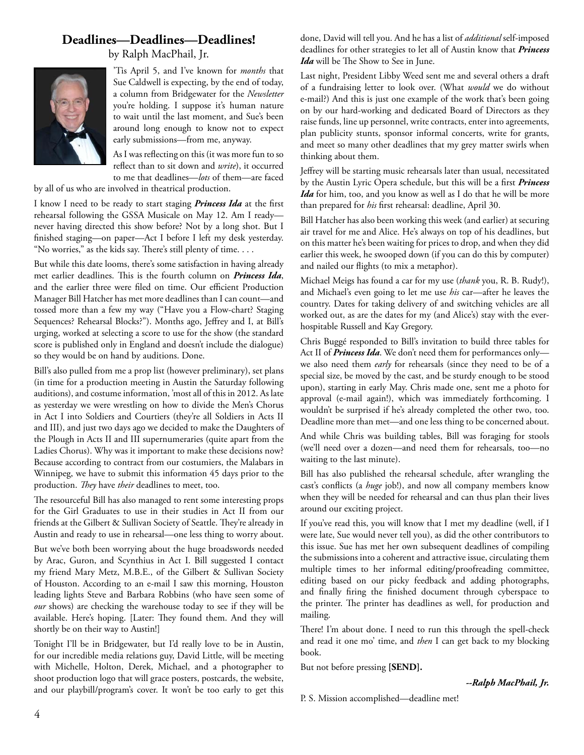## Deadlines—Deadlines—Deadlines!

by Ralph MacPhail, Jr.

'Tis April 5, and I've known for *months* that Sue Caldwell is expecting, by the end of today, a column from Bridgewater for the *Newsletter* you're holding. I suppose it's human nature to wait until the last moment, and Sue's been around long enough to know not to expect early submissions—from me, anyway.

As I was reflecting on this (it was more fun to so reflect than to sit down and *write*), it occurred to me that deadlines—*lots* of them—are faced by all of us who are involved in theatrical production.

I know I need to be ready to start staging ***Princess Ida*** at the first rehearsal following the GSSA Musicale on May 12. Am I ready—never having directed this show before? Not by a long shot. But I finished staging—on paper—Act I before I left my desk yesterday. "No worries," as the kids say. There's still plenty of time. . . .

But while this date looms, there's some satisfaction in having already met earlier deadlines. This is the fourth column on ***Princess Ida***, and the earlier three were filed on time. Our efficient Production Manager Bill Hatcher has met more deadlines than I can count—and tossed more than a few my way ("Have you a Flow-chart? Staging Sequences? Rehearsal Blocks?"). Months ago, Jeffrey and I, at Bill's urging, worked at selecting a score to use for the show (the standard score is published only in England and doesn't include the dialogue) so they would be on hand by auditions. Done.

Bill's also pulled from me a prop list (however preliminary), set plans (in time for a production meeting in Austin the Saturday following auditions), and costume information, 'most all of this in 2012. As late as yesterday we were wrestling on how to divide the Men's Chorus in Act I into Soldiers and Courtiers (they're all Soldiers in Acts II and III), and just two days ago we decided to make the Daughters of the Plough in Acts II and III supernumeraries (quite apart from the Ladies Chorus). Why was it important to make these decisions now? Because according to contract from our costumiers, the Malabars in Winnipeg, we have to submit this information 45 days prior to the production. *They* have *their* deadlines to meet, too.

The resourceful Bill has also managed to rent some interesting props for the Girl Graduates to use in their studies in Act II from our friends at the Gilbert & Sullivan Society of Seattle. They're already in Austin and ready to use in rehearsal—one less thing to worry about.

But we've both been worrying about the huge broadswords needed by Arac, Guron, and Scynthius in Act I. Bill suggested I contact my friend Mary Metz, M.B.E., of the Gilbert & Sullivan Society of Houston. According to an e-mail I saw this morning, Houston leading lights Steve and Barbara Robbins (who have seen some of *our* shows) are checking the warehouse today to see if they will be available. Here's hoping. [Later: They found them. And they will shortly be on their way to Austin!]

Tonight I'll be in Bridgewater, but I'd really love to be in Austin, for our incredible media relations guy, David Little, will be meeting with Michelle, Holton, Derek, Michael, and a photographer to shoot production logo that will grace posters, postcards, the website, and our playbill/program's cover. It won't be too early to get this done, David will tell you. And he has a list of *additional* self-imposed deadlines for other strategies to let all of Austin know that ***Princess Ida*** will be The Show to See in June.

Last night, President Libby Weed sent me and several others a draft of a fundraising letter to look over. (What *would* we do without e-mail?) And this is just one example of the work that's been going on by our hard-working and dedicated Board of Directors as they raise funds, line up personnel, write contracts, enter into agreements, plan publicity stunts, sponsor informal concerts, write for grants, and meet so many other deadlines that my grey matter swirls when thinking about them.

Jeffrey will be starting music rehearsals later than usual, necessitated by the Austin Lyric Opera schedule, but this will be a first ***Princess Ida*** for him, too, and you know as well as I do that he will be more than prepared for *his* first rehearsal: deadline, April 30.

Bill Hatcher has also been working this week (and earlier) at securing air travel for me and Alice. He's always on top of his deadlines, but on this matter he's been waiting for prices to drop, and when they did earlier this week, he swooped down (if you can do this by computer) and nailed our flights (to mix a metaphor).

Michael Meigs has found a car for my use (*thank* you, R. B. Rudy!), and Michael's even going to let me use *his* car—after he leaves the country. Dates for taking delivery of and switching vehicles are all worked out, as are the dates for my (and Alice's) stay with the ever-hospitable Russell and Kay Gregory.

Chris Buggé responded to Bill's invitation to build three tables for Act II of ***Princess Ida***. We don't need them for performances only—we also need them *early* for rehearsals (since they need to be of a special size, be moved by the cast, and be sturdy enough to be stood upon), starting in early May. Chris made one, sent me a photo for approval (e-mail again!), which was immediately forthcoming. I wouldn't be surprised if he's already completed the other two, too. Deadline more than met—and one less thing to be concerned about.

And while Chris was building tables, Bill was foraging for stools (we'll need over a dozen—and need them for rehearsals, too—no waiting to the last minute).

Bill has also published the rehearsal schedule, after wrangling the cast's conflicts (a *huge* job!), and now all company members know when they will be needed for rehearsal and can thus plan their lives around our exciting project.

If you've read this, you will know that I met my deadline (well, if I were late, Sue would never tell you), as did the other contributors to this issue. Sue has met her own subsequent deadlines of compiling the submissions into a coherent and attractive issue, circulating them multiple times to her informal editing/proofreading committee, editing based on our picky feedback and adding photographs, and finally firing the finished document through cyberspace to the printer. The printer has deadlines as well, for production and mailing.

There! I'm about done. I need to run this through the spell-check and read it one mo' time, and *then* I can get back to my blocking book.

But not before pressing **[SEND].**

***--Ralph MacPhail, Jr.***

P. S. Mission accomplished—deadline met!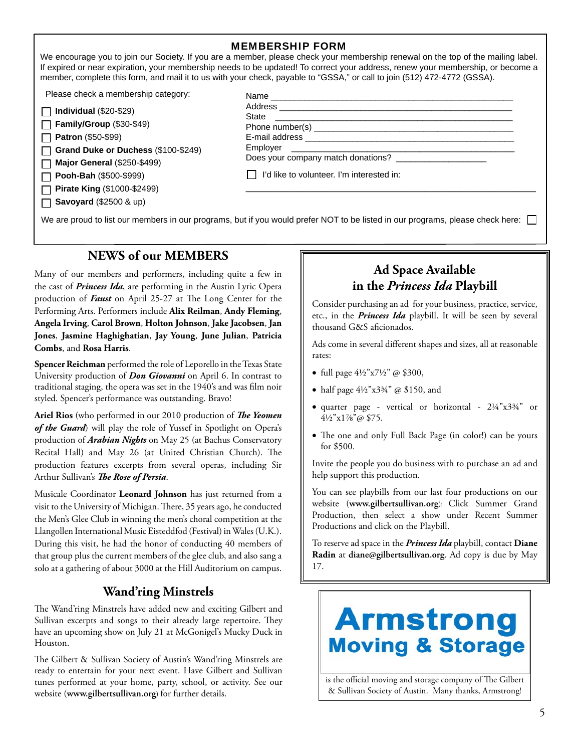## MEMBERSHIP FORM

We encourage you to join our Society. If you are a member, please check your membership renewal on the top of the mailing label. If expired or near expiration, your membership needs to be updated! To correct your address, renew your membership, or become a member, complete this form, and mail it to us with your check, payable to "GSSA," or call to join (512) 472-4772 (GSSA).

Please check a membership category:

- ☐ **Individual** ($20-$29)
- ☐ **Family/Group** ($30-$49)
- ☐ **Patron** ($50-$99)
- ☐ **Grand Duke or Duchess** ($100-$249)
- ☐ **Major General** ($250-$499)
- ☐ **Pooh-Bah** ($500-$999)
- ☐ **Pirate King** ($1000-$2499)
- ☐ **Savoyard** ($2500 & up)

Name ______________________________________________

Address ____________________________________________

State ______________________________________________

Phone number(s) _____________________________________

E-mail address _______________________________________

Employer ___________________________________________

Does your company match donations? ___________________

☐ I'd like to volunteer. I'm interested in:

____________________________________________________

We are proud to list our members in our programs, but if you would prefer NOT to be listed in our programs, please check here: ☐

## NEWS of our MEMBERS

Many of our members and performers, including quite a few in the cast of ***Princess Ida***, are performing in the Austin Lyric Opera production of ***Faust*** on April 25-27 at The Long Center for the Performing Arts. Performers include **Alix Reilman**, **Andy Fleming**, **Angela Irving**, **Carol Brown**, **Holton Johnson**, **Jake Jacobsen**, **Jan Jones**, **Jasmine Haghighatian**, **Jay Young**, **June Julian**, **Patricia Combs**, and **Rosa Harris**.

**Spencer Reichman** performed the role of Leporello in the Texas State University production of ***Don Giovanni*** on April 6. In contrast to traditional staging, the opera was set in the 1940's and was film noir styled. Spencer's performance was outstanding. Bravo!

**Ariel Rios** (who performed in our 2010 production of ***The Yeomen of the Guard***) will play the role of Yussef in Spotlight on Opera's production of ***Arabian Nights*** on May 25 (at Bachus Conservatory Recital Hall) and May 26 (at United Christian Church). The production features excerpts from several operas, including Sir Arthur Sullivan's ***The Rose of Persia***.

Musicale Coordinator **Leonard Johnson** has just returned from a visit to the University of Michigan. There, 35 years ago, he conducted the Men's Glee Club in winning the men's choral competition at the Llangollen International Music Eisteddfod (Festival) in Wales (U.K.). During this visit, he had the honor of conducting 40 members of that group plus the current members of the glee club, and also sang a solo at a gathering of about 3000 at the Hill Auditorium on campus.

## Wand'ring Minstrels

The Wand'ring Minstrels have added new and exciting Gilbert and Sullivan excerpts and songs to their already large repertoire. They have an upcoming show on July 21 at McGonigel's Mucky Duck in Houston.

The Gilbert & Sullivan Society of Austin's Wand'ring Minstrels are ready to entertain for your next event. Have Gilbert and Sullivan tunes performed at your home, party, school, or activity. See our website (**www.gilbertsullivan.org**) for further details.

## Ad Space Available in the *Princess Ida* Playbill

Consider purchasing an ad for your business, practice, service, etc., in the ***Princess Ida*** playbill. It will be seen by several thousand G&S aficionados.

Ads come in several different shapes and sizes, all at reasonable rates:

- full page 4½"x7½" @ $300,
- half page 4½"x3¾" @ $150, and
- quarter page - vertical or horizontal - 2¼"x3¾" or 4½"x1⅞"@ $75.
- The one and only Full Back Page (in color!) can be yours for $500.

Invite the people you do business with to purchase an ad and help support this production.

You can see playbills from our last four productions on our website (**www.gilbertsullivan.org**): Click Summer Grand Production, then select a show under Recent Summer Productions and click on the Playbill.

To reserve ad space in the ***Princess Ida*** playbill, contact **Diane Radin** at **diane@gilbertsullivan.org**. Ad copy is due by May 17.

**Armstrong Moving & Storage**

is the official moving and storage company of The Gilbert & Sullivan Society of Austin. Many thanks, Armstrong!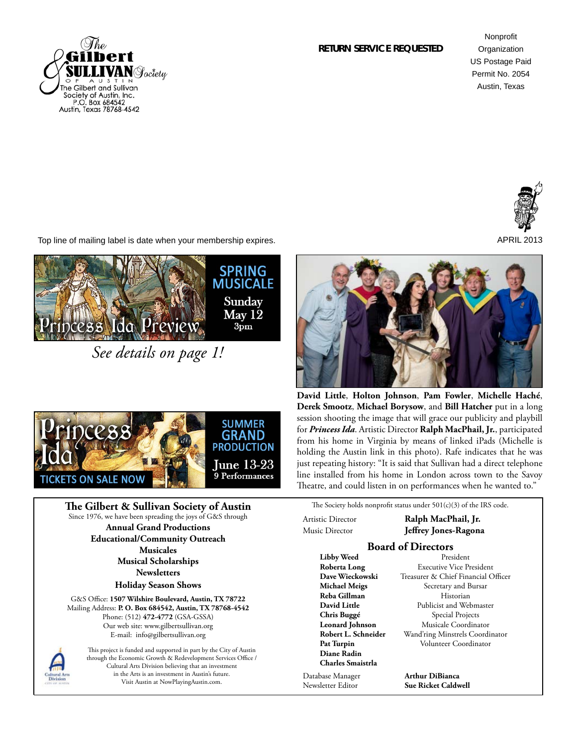The Gilbert & Sullivan Society of Austin
The Gilbert and Sullivan Society of Austin, Inc.
P.O. Box 684542
Austin, Texas 78768-4542

**RETURN SERVICE REQUESTED**

Nonprofit
Organization
US Postage Paid
Permit No. 2054
Austin, Texas

Top line of mailing label is date when your membership expires.

APRIL 2013

Princess Ida Preview

**SPRING MUSICALE**
**Sunday May 12**
**3pm**

*See details on page 1!*

Princess Ida

**TICKETS ON SALE NOW**

**SUMMER GRAND PRODUCTION**
**June 13-23**
**9 Performances**

**David Little**, **Holton Johnson**, **Pam Fowler**, **Michelle Haché**, **Derek Smootz**, **Michael Borysow**, and **Bill Hatcher** put in a long session shooting the image that will grace our publicity and playbill for ***Princess Ida***. Artistic Director **Ralph MacPhail, Jr.**, participated from his home in Virginia by means of linked iPads (Michelle is holding the Austin link in this photo). Rafe indicates that he was just repeating history: "It is said that Sullivan had a direct telephone line installed from his home in London across town to the Savoy Theatre, and could listen in on performances when he wanted to."

## The Gilbert & Sullivan Society of Austin

Since 1976, we have been spreading the joys of G&S through

**Annual Grand Productions**
**Educational/Community Outreach**
**Musicales**
**Musical Scholarships**
**Newsletters**
**Holiday Season Shows**

G&S Office: **1507 Wilshire Boulevard, Austin, TX 78722**
Mailing Address: **P. O. Box 684542, Austin, TX 78768-4542**
Phone: (512) **472-4772** (GSA-GSSA)
Our web site: www.gilbertsullivan.org
E-mail: info@gilbertsullivan.org

This project is funded and supported in part by the City of Austin through the Economic Growth & Redevelopment Services Office / Cultural Arts Division believing that an investment in the Arts is an investment in Austin's future. Visit Austin at NowPlayingAustin.com.

The Society holds nonprofit status under 501(c)(3) of the IRS code.

| | |
|---|---|
| Artistic Director | **Ralph MacPhail, Jr.** |
| Music Director | **Jeffrey Jones-Ragona** |

### Board of Directors

| | |
|---|---|
| **Libby Weed** | President |
| **Roberta Long** | Executive Vice President |
| **Dave Wieckowski** | Treasurer & Chief Financial Officer |
| **Michael Meigs** | Secretary and Bursar |
| **Reba Gillman** | Historian |
| **David Little** | Publicist and Webmaster |
| **Chris Buggé** | Special Projects |
| **Leonard Johnson** | Musicale Coordinator |
| **Robert L. Schneider** | Wand'ring Minstrels Coordinator |
| **Pat Turpin** | Volunteer Coordinator |
| **Diane Radin** | |
| **Charles Smaistrla** | |

| | |
|---|---|
| Database Manager | **Arthur DiBianca** |
| Newsletter Editor | **Sue Ricket Caldwell** |